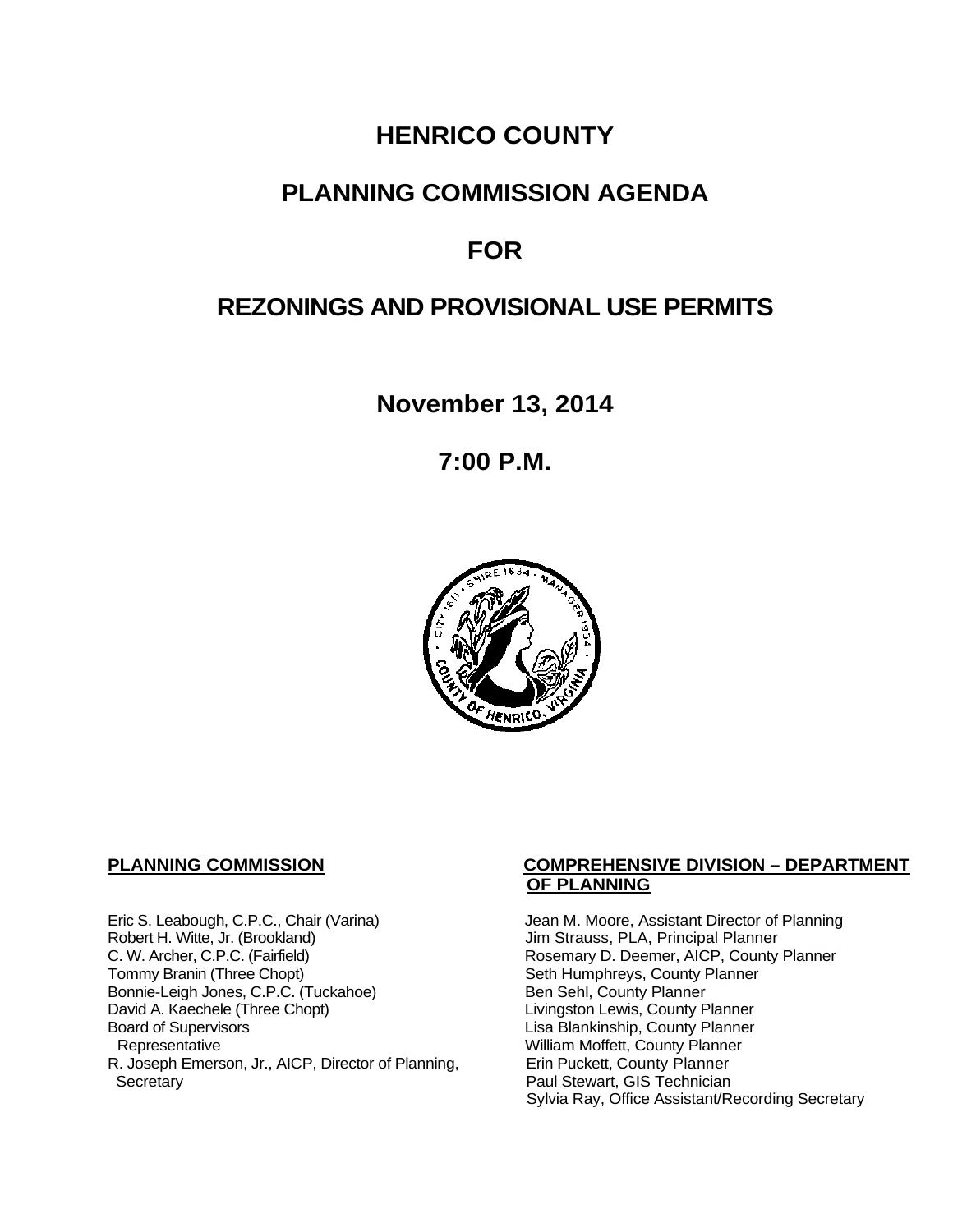# HENRICO COUNTY

# PLANNING COMMISSION AGENDA

# FOR

# REZONINGS AND PROVISIONAL USE PERMITS

## November 13, 2014

## 7:00 P.M.

**PLANNING COMMISSION**

Eric S. Leabough, C.P.C., Chair (Varina)
Robert H. Witte, Jr. (Brookland)
C. W. Archer, C.P.C. (Fairfield)
Tommy Branin (Three Chopt)
Bonnie-Leigh Jones, C.P.C. (Tuckahoe)
David A. Kaechele (Three Chopt)
Board of Supervisors
 Representative
R. Joseph Emerson, Jr., AICP, Director of Planning,
 Secretary

**COMPREHENSIVE DIVISION – DEPARTMENT OF PLANNING**

Jean M. Moore, Assistant Director of Planning
Jim Strauss, PLA, Principal Planner
Rosemary D. Deemer, AICP, County Planner
Seth Humphreys, County Planner
Ben Sehl, County Planner
Livingston Lewis, County Planner
Lisa Blankinship, County Planner
William Moffett, County Planner
Erin Puckett, County Planner
Paul Stewart, GIS Technician
Sylvia Ray, Office Assistant/Recording Secretary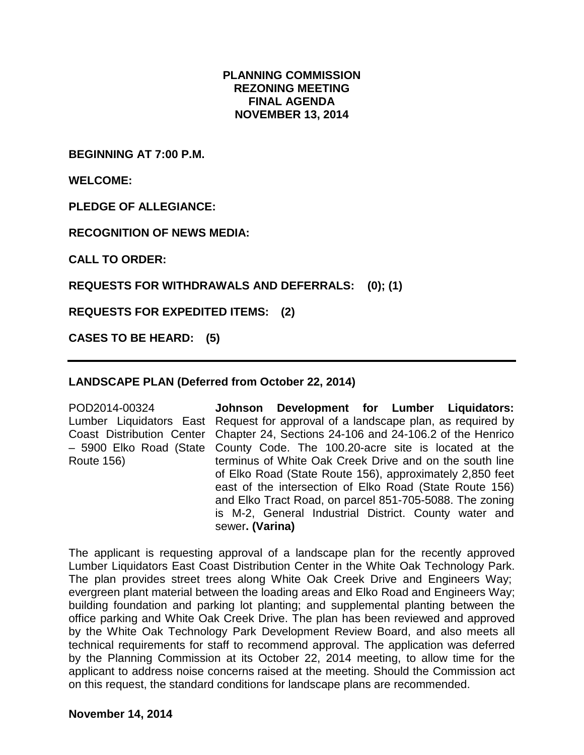**PLANNING COMMISSION**
**REZONING MEETING**
**FINAL AGENDA**
**NOVEMBER 13, 2014**

**BEGINNING AT 7:00 P.M.**

**WELCOME:**

**PLEDGE OF ALLEGIANCE:**

**RECOGNITION OF NEWS MEDIA:**

**CALL TO ORDER:**

**REQUESTS FOR WITHDRAWALS AND DEFERRALS: (0); (1)**

**REQUESTS FOR EXPEDITED ITEMS: (2)**

**CASES TO BE HEARD: (5)**

---

**LANDSCAPE PLAN (Deferred from October 22, 2014)**

POD2014-00324
Lumber Liquidators East Coast Distribution Center – 5900 Elko Road (State Route 156)

**Johnson Development for Lumber Liquidators:** Request for approval of a landscape plan, as required by Chapter 24, Sections 24-106 and 24-106.2 of the Henrico County Code. The 100.20-acre site is located at the terminus of White Oak Creek Drive and on the south line of Elko Road (State Route 156), approximately 2,850 feet east of the intersection of Elko Road (State Route 156) and Elko Tract Road, on parcel 851-705-5088. The zoning is M-2, General Industrial District. County water and sewer**. (Varina)**

The applicant is requesting approval of a landscape plan for the recently approved Lumber Liquidators East Coast Distribution Center in the White Oak Technology Park. The plan provides street trees along White Oak Creek Drive and Engineers Way; evergreen plant material between the loading areas and Elko Road and Engineers Way; building foundation and parking lot planting; and supplemental planting between the office parking and White Oak Creek Drive. The plan has been reviewed and approved by the White Oak Technology Park Development Review Board, and also meets all technical requirements for staff to recommend approval. The application was deferred by the Planning Commission at its October 22, 2014 meeting, to allow time for the applicant to address noise concerns raised at the meeting. Should the Commission act on this request, the standard conditions for landscape plans are recommended.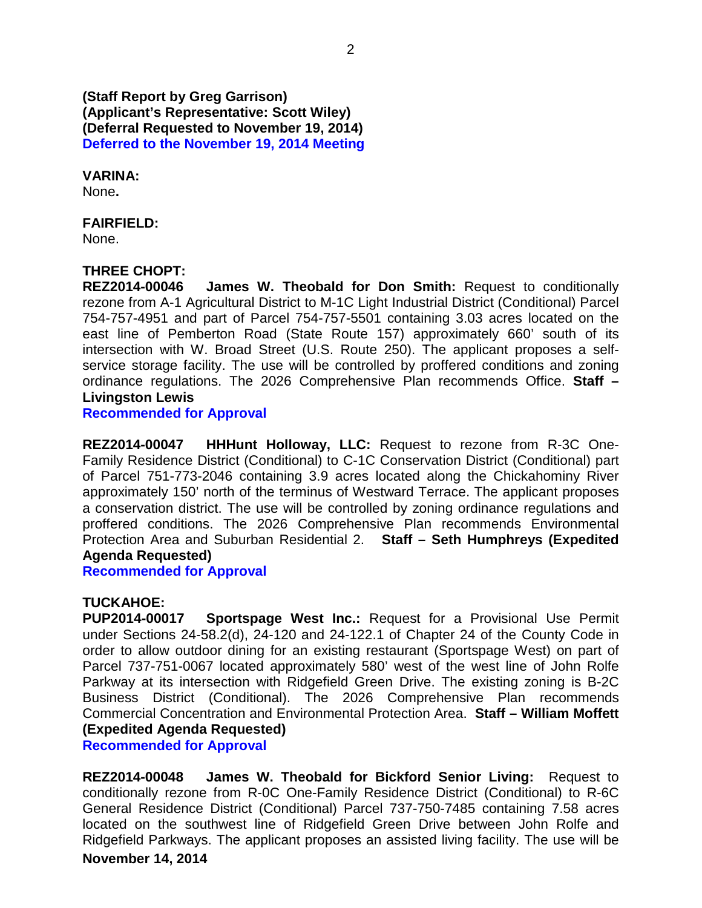**(Staff Report by Greg Garrison)**
**(Applicant's Representative: Scott Wiley)**
**(Deferral Requested to November 19, 2014)**
**Deferred to the November 19, 2014 Meeting**

**VARINA:**
None**.**

**FAIRFIELD:**
None.

**THREE CHOPT:**
**REZ2014-00046 James W. Theobald for Don Smith:** Request to conditionally rezone from A-1 Agricultural District to M-1C Light Industrial District (Conditional) Parcel 754-757-4951 and part of Parcel 754-757-5501 containing 3.03 acres located on the east line of Pemberton Road (State Route 157) approximately 660' south of its intersection with W. Broad Street (U.S. Route 250). The applicant proposes a self-service storage facility. The use will be controlled by proffered conditions and zoning ordinance regulations. The 2026 Comprehensive Plan recommends Office. **Staff – Livingston Lewis**
**Recommended for Approval**

**REZ2014-00047 HHHunt Holloway, LLC:** Request to rezone from R-3C One-Family Residence District (Conditional) to C-1C Conservation District (Conditional) part of Parcel 751-773-2046 containing 3.9 acres located along the Chickahominy River approximately 150' north of the terminus of Westward Terrace. The applicant proposes a conservation district. The use will be controlled by zoning ordinance regulations and proffered conditions. The 2026 Comprehensive Plan recommends Environmental Protection Area and Suburban Residential 2. **Staff – Seth Humphreys (Expedited Agenda Requested)**
**Recommended for Approval**

**TUCKAHOE:**
**PUP2014-00017 Sportspage West Inc.:** Request for a Provisional Use Permit under Sections 24-58.2(d), 24-120 and 24-122.1 of Chapter 24 of the County Code in order to allow outdoor dining for an existing restaurant (Sportspage West) on part of Parcel 737-751-0067 located approximately 580' west of the west line of John Rolfe Parkway at its intersection with Ridgefield Green Drive. The existing zoning is B-2C Business District (Conditional). The 2026 Comprehensive Plan recommends Commercial Concentration and Environmental Protection Area. **Staff – William Moffett (Expedited Agenda Requested)**
**Recommended for Approval**

**REZ2014-00048 James W. Theobald for Bickford Senior Living:** Request to conditionally rezone from R-0C One-Family Residence District (Conditional) to R-6C General Residence District (Conditional) Parcel 737-750-7485 containing 7.58 acres located on the southwest line of Ridgefield Green Drive between John Rolfe and Ridgefield Parkways. The applicant proposes an assisted living facility. The use will be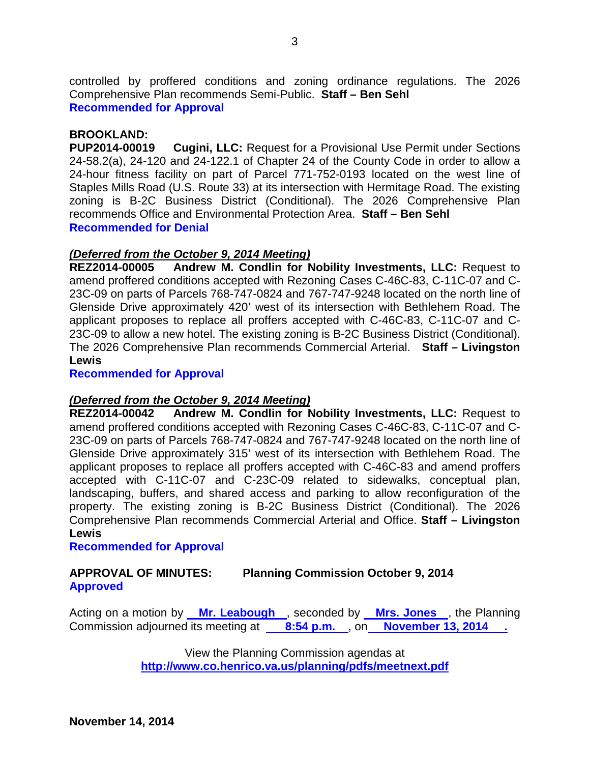controlled by proffered conditions and zoning ordinance regulations. The 2026 Comprehensive Plan recommends Semi-Public. **Staff – Ben Sehl**
**Recommended for Approval**

**BROOKLAND:**
**PUP2014-00019 Cugini, LLC:** Request for a Provisional Use Permit under Sections 24-58.2(a), 24-120 and 24-122.1 of Chapter 24 of the County Code in order to allow a 24-hour fitness facility on part of Parcel 771-752-0193 located on the west line of Staples Mills Road (U.S. Route 33) at its intersection with Hermitage Road. The existing zoning is B-2C Business District (Conditional). The 2026 Comprehensive Plan recommends Office and Environmental Protection Area. **Staff – Ben Sehl**
**Recommended for Denial**

***(Deferred from the October 9, 2014 Meeting)***
**REZ2014-00005 Andrew M. Condlin for Nobility Investments, LLC:** Request to amend proffered conditions accepted with Rezoning Cases C-46C-83, C-11C-07 and C-23C-09 on parts of Parcels 768-747-0824 and 767-747-9248 located on the north line of Glenside Drive approximately 420' west of its intersection with Bethlehem Road. The applicant proposes to replace all proffers accepted with C-46C-83, C-11C-07 and C-23C-09 to allow a new hotel. The existing zoning is B-2C Business District (Conditional). The 2026 Comprehensive Plan recommends Commercial Arterial. **Staff – Livingston Lewis**
**Recommended for Approval**

***(Deferred from the October 9, 2014 Meeting)***
**REZ2014-00042 Andrew M. Condlin for Nobility Investments, LLC:** Request to amend proffered conditions accepted with Rezoning Cases C-46C-83, C-11C-07 and C-23C-09 on parts of Parcels 768-747-0824 and 767-747-9248 located on the north line of Glenside Drive approximately 315' west of its intersection with Bethlehem Road. The applicant proposes to replace all proffers accepted with C-46C-83 and amend proffers accepted with C-11C-07 and C-23C-09 related to sidewalks, conceptual plan, landscaping, buffers, and shared access and parking to allow reconfiguration of the property. The existing zoning is B-2C Business District (Conditional). The 2026 Comprehensive Plan recommends Commercial Arterial and Office. **Staff – Livingston Lewis**
**Recommended for Approval**

**APPROVAL OF MINUTES: Planning Commission October 9, 2014**
**Approved**

Acting on a motion by **Mr. Leabough**, seconded by **Mrs. Jones**, the Planning Commission adjourned its meeting at **8:54 p.m.**, on **November 13, 2014**.

View the Planning Commission agendas at
**http://www.co.henrico.va.us/planning/pdfs/meetnext.pdf**

**November 14, 2014**